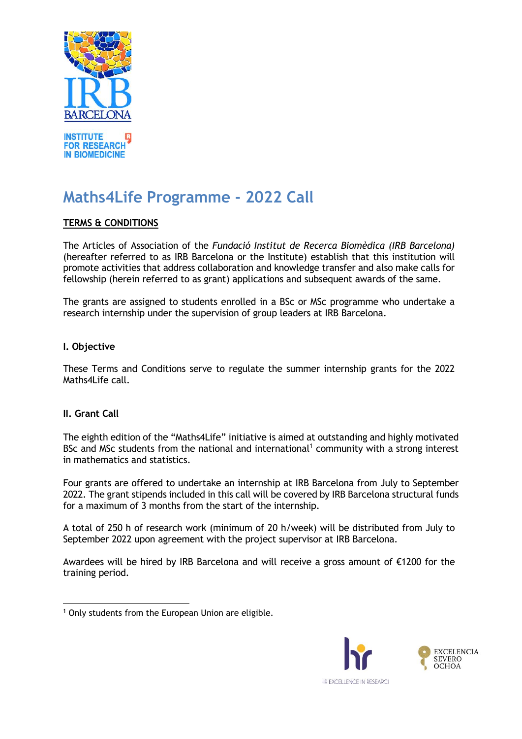# Maths4Life Programme - 2022 Call

**TERMS & CONDITIONS**

The Articles of Association of the *Fundació Institut de Recerca Biomèdica (IRB Barcelona)* (hereafter referred to as IRB Barcelona or the Institute) establish that this institution will promote activities that address collaboration and knowledge transfer and also make calls for fellowship (herein referred to as grant) applications and subsequent awards of the same.

The grants are assigned to students enrolled in a BSc or MSc programme who undertake a research internship under the supervision of group leaders at IRB Barcelona.

## I. Objective

These Terms and Conditions serve to regulate the summer internship grants for the 2022 Maths4Life call.

## II. Grant Call

The eighth edition of the "Maths4Life" initiative is aimed at outstanding and highly motivated BSc and MSc students from the national and international[1] community with a strong interest in mathematics and statistics.

Four grants are offered to undertake an internship at IRB Barcelona from July to September 2022. The grant stipends included in this call will be covered by IRB Barcelona structural funds for a maximum of 3 months from the start of the internship.

A total of 250 h of research work (minimum of 20 h/week) will be distributed from July to September 2022 upon agreement with the project supervisor at IRB Barcelona.

Awardees will be hired by IRB Barcelona and will receive a gross amount of €1200 for the training period.

[1] Only students from the European Union are eligible.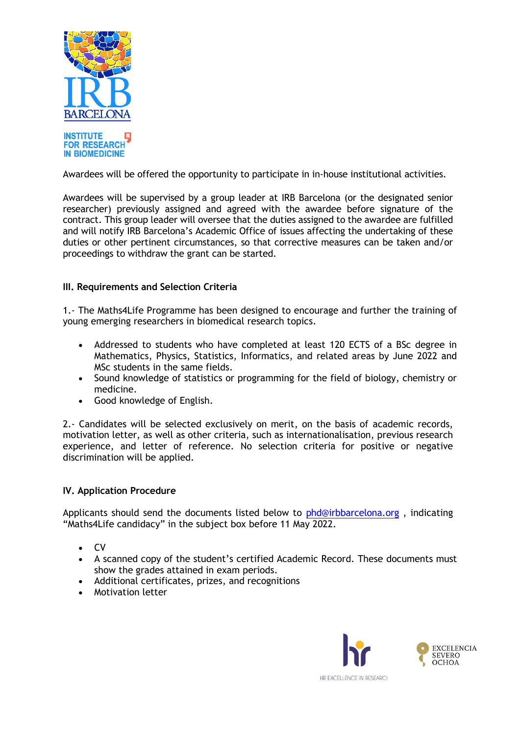Awardees will be offered the opportunity to participate in in-house institutional activities.

Awardees will be supervised by a group leader at IRB Barcelona (or the designated senior researcher) previously assigned and agreed with the awardee before signature of the contract. This group leader will oversee that the duties assigned to the awardee are fulfilled and will notify IRB Barcelona's Academic Office of issues affecting the undertaking of these duties or other pertinent circumstances, so that corrective measures can be taken and/or proceedings to withdraw the grant can be started.

### III. Requirements and Selection Criteria

1.- The Maths4Life Programme has been designed to encourage and further the training of young emerging researchers in biomedical research topics.

- Addressed to students who have completed at least 120 ECTS of a BSc degree in Mathematics, Physics, Statistics, Informatics, and related areas by June 2022 and MSc students in the same fields.
- Sound knowledge of statistics or programming for the field of biology, chemistry or medicine.
- Good knowledge of English.

2.- Candidates will be selected exclusively on merit, on the basis of academic records, motivation letter, as well as other criteria, such as internationalisation, previous research experience, and letter of reference. No selection criteria for positive or negative discrimination will be applied.

### IV. Application Procedure

Applicants should send the documents listed below to phd@irbbarcelona.org , indicating "Maths4Life candidacy" in the subject box before 11 May 2022.

- CV
- A scanned copy of the student's certified Academic Record. These documents must show the grades attained in exam periods.
- Additional certificates, prizes, and recognitions
- Motivation letter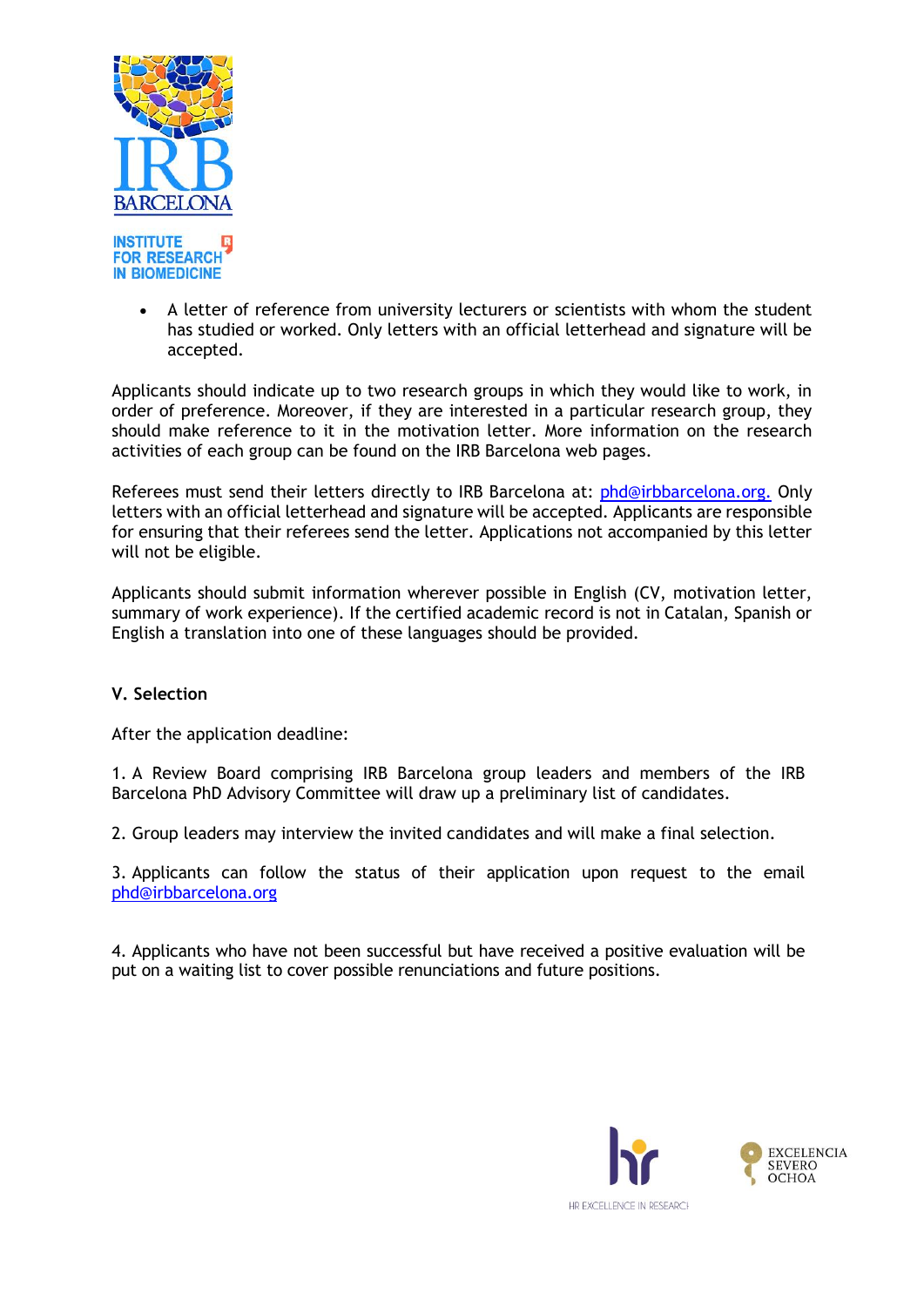- A letter of reference from university lecturers or scientists with whom the student has studied or worked. Only letters with an official letterhead and signature will be accepted.

Applicants should indicate up to two research groups in which they would like to work, in order of preference. Moreover, if they are interested in a particular research group, they should make reference to it in the motivation letter. More information on the research activities of each group can be found on the IRB Barcelona web pages.

Referees must send their letters directly to IRB Barcelona at: phd@irbbarcelona.org. Only letters with an official letterhead and signature will be accepted. Applicants are responsible for ensuring that their referees send the letter. Applications not accompanied by this letter will not be eligible.

Applicants should submit information wherever possible in English (CV, motivation letter, summary of work experience). If the certified academic record is not in Catalan, Spanish or English a translation into one of these languages should be provided.

**V. Selection**

After the application deadline:

1. A Review Board comprising IRB Barcelona group leaders and members of the IRB Barcelona PhD Advisory Committee will draw up a preliminary list of candidates.

2. Group leaders may interview the invited candidates and will make a final selection.

3. Applicants can follow the status of their application upon request to the email phd@irbbarcelona.org

4. Applicants who have not been successful but have received a positive evaluation will be put on a waiting list to cover possible renunciations and future positions.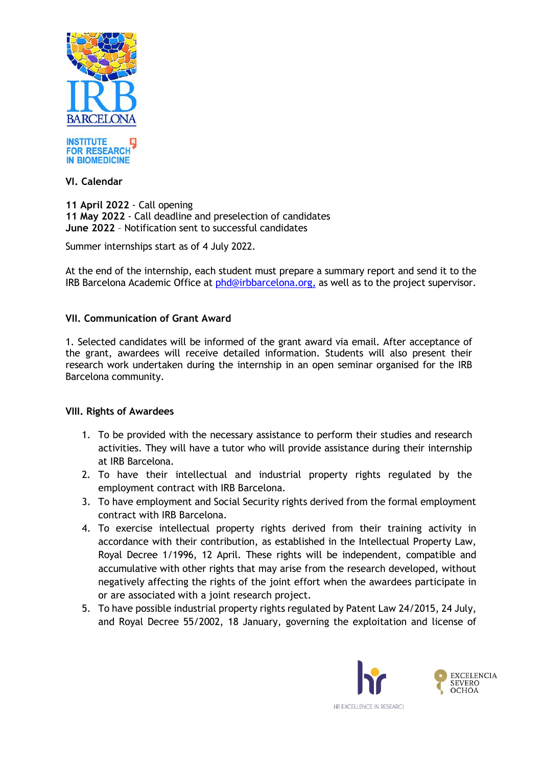## VI. Calendar

**11 April 2022** - Call opening
**11 May 2022** - Call deadline and preselection of candidates
**June 2022** – Notification sent to successful candidates

Summer internships start as of 4 July 2022.

At the end of the internship, each student must prepare a summary report and send it to the IRB Barcelona Academic Office at phd@irbbarcelona.org, as well as to the project supervisor.

## VII. Communication of Grant Award

1. Selected candidates will be informed of the grant award via email. After acceptance of the grant, awardees will receive detailed information. Students will also present their research work undertaken during the internship in an open seminar organised for the IRB Barcelona community.

## VIII. Rights of Awardees

1. To be provided with the necessary assistance to perform their studies and research activities. They will have a tutor who will provide assistance during their internship at IRB Barcelona.
2. To have their intellectual and industrial property rights regulated by the employment contract with IRB Barcelona.
3. To have employment and Social Security rights derived from the formal employment contract with IRB Barcelona.
4. To exercise intellectual property rights derived from their training activity in accordance with their contribution, as established in the Intellectual Property Law, Royal Decree 1/1996, 12 April. These rights will be independent, compatible and accumulative with other rights that may arise from the research developed, without negatively affecting the rights of the joint effort when the awardees participate in or are associated with a joint research project.
5. To have possible industrial property rights regulated by Patent Law 24/2015, 24 July, and Royal Decree 55/2002, 18 January, governing the exploitation and license of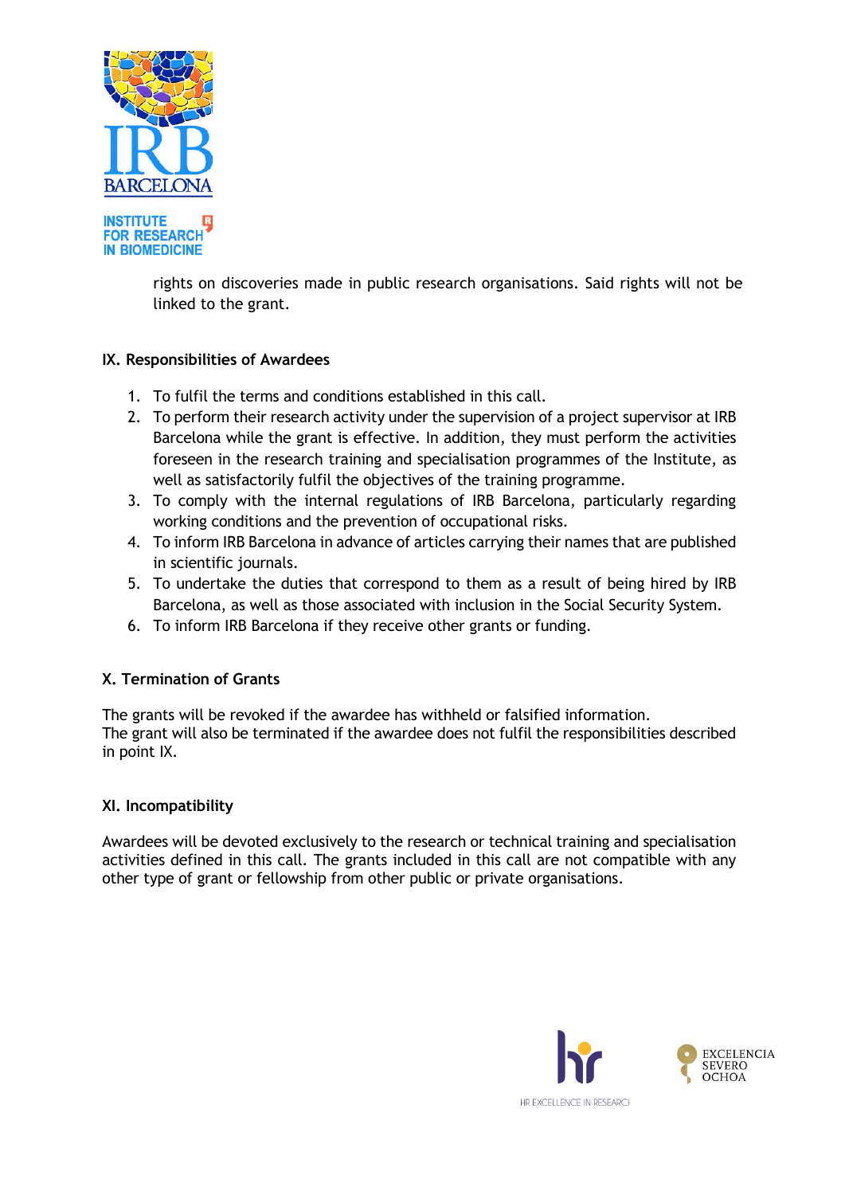rights on discoveries made in public research organisations. Said rights will not be linked to the grant.

**IX. Responsibilities of Awardees**

1. To fulfil the terms and conditions established in this call.
2. To perform their research activity under the supervision of a project supervisor at IRB Barcelona while the grant is effective. In addition, they must perform the activities foreseen in the research training and specialisation programmes of the Institute, as well as satisfactorily fulfil the objectives of the training programme.
3. To comply with the internal regulations of IRB Barcelona, particularly regarding working conditions and the prevention of occupational risks.
4. To inform IRB Barcelona in advance of articles carrying their names that are published in scientific journals.
5. To undertake the duties that correspond to them as a result of being hired by IRB Barcelona, as well as those associated with inclusion in the Social Security System.
6. To inform IRB Barcelona if they receive other grants or funding.

**X. Termination of Grants**

The grants will be revoked if the awardee has withheld or falsified information.
The grant will also be terminated if the awardee does not fulfil the responsibilities described in point IX.

**XI. Incompatibility**

Awardees will be devoted exclusively to the research or technical training and specialisation activities defined in this call. The grants included in this call are not compatible with any other type of grant or fellowship from other public or private organisations.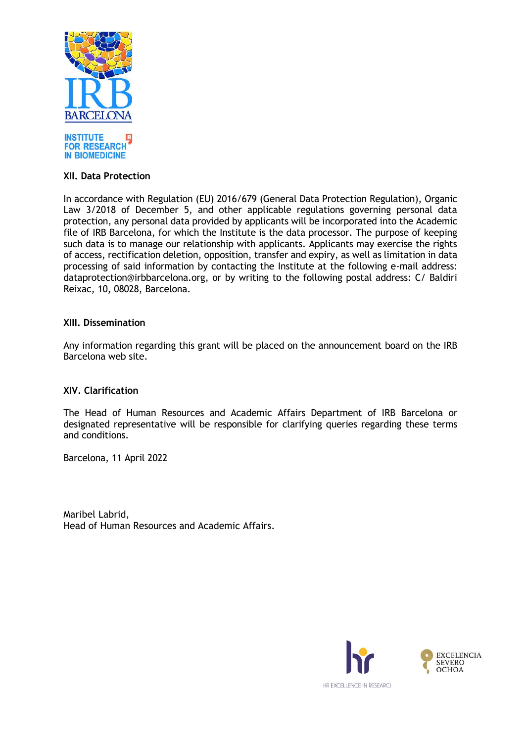## XII. Data Protection

In accordance with Regulation (EU) 2016/679 (General Data Protection Regulation), Organic Law 3/2018 of December 5, and other applicable regulations governing personal data protection, any personal data provided by applicants will be incorporated into the Academic file of IRB Barcelona, for which the Institute is the data processor. The purpose of keeping such data is to manage our relationship with applicants. Applicants may exercise the rights of access, rectification deletion, opposition, transfer and expiry, as well as limitation in data processing of said information by contacting the Institute at the following e-mail address: dataprotection@irbbarcelona.org, or by writing to the following postal address: C/ Baldiri Reixac, 10, 08028, Barcelona.

## XIII. Dissemination

Any information regarding this grant will be placed on the announcement board on the IRB Barcelona web site.

## XIV. Clarification

The Head of Human Resources and Academic Affairs Department of IRB Barcelona or designated representative will be responsible for clarifying queries regarding these terms and conditions.

Barcelona, 11 April 2022

Maribel Labrid,
Head of Human Resources and Academic Affairs.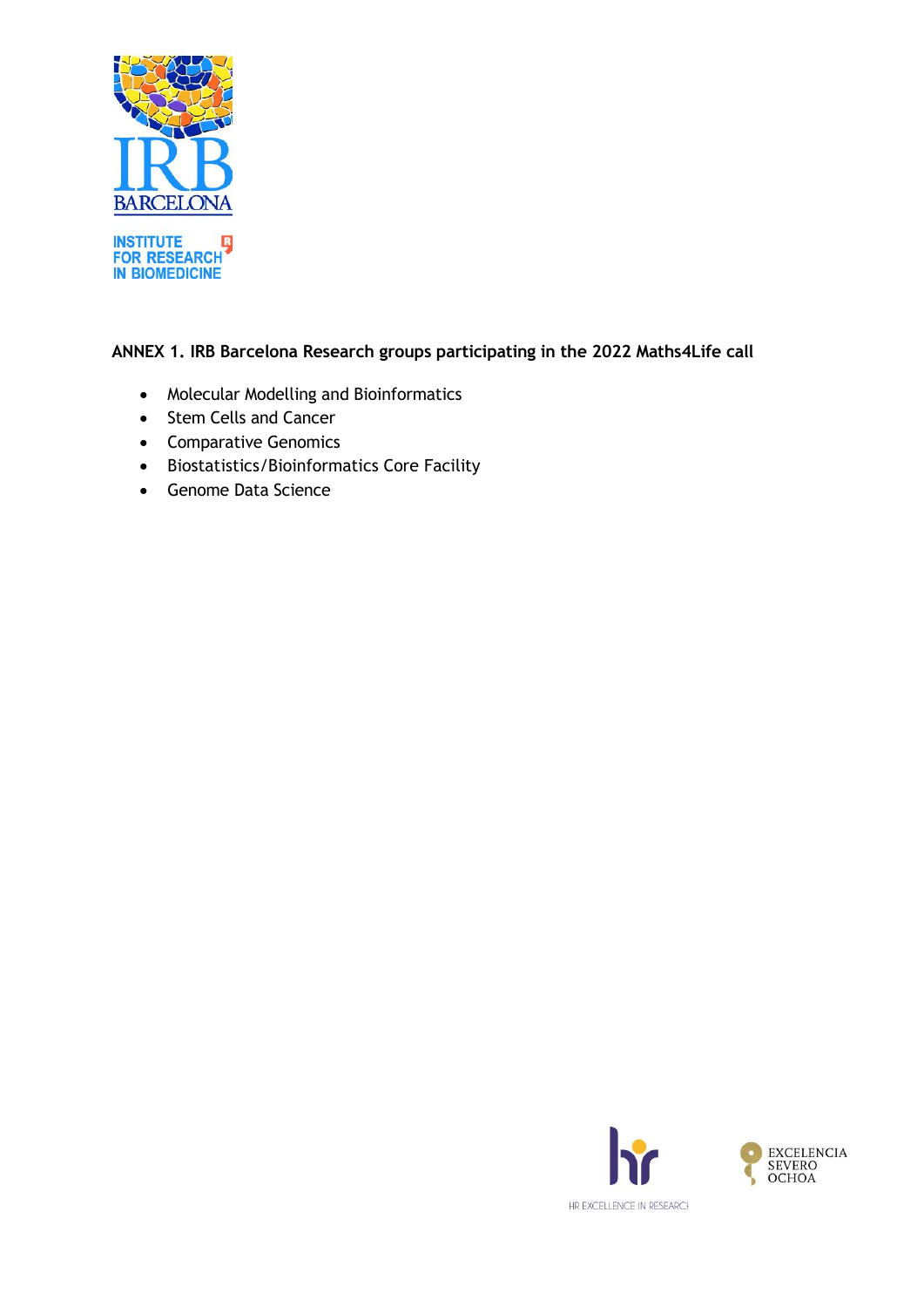**ANNEX 1. IRB Barcelona Research groups participating in the 2022 Maths4Life call**

- Molecular Modelling and Bioinformatics
- Stem Cells and Cancer
- Comparative Genomics
- Biostatistics/Bioinformatics Core Facility
- Genome Data Science